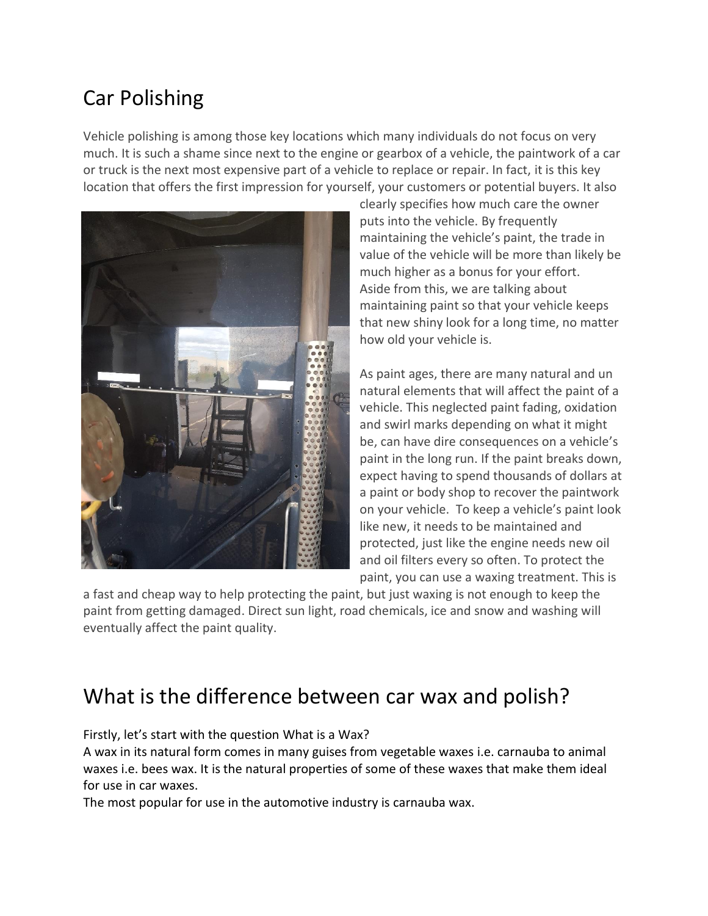# Car Polishing

Vehicle polishing is among those key locations which many individuals do not focus on very much. It is such a shame since next to the engine or gearbox of a vehicle, the paintwork of a car or truck is the next most expensive part of a vehicle to replace or repair. In fact, it is this key location that offers the first impression for yourself, your customers or potential buyers. It also clearly specifies how much care the owner puts into the vehicle. By frequently maintaining the vehicle's paint, the trade in value of the vehicle will be more than likely be much higher as a bonus for your effort. Aside from this, we are talking about maintaining paint so that your vehicle keeps that new shiny look for a long time, no matter how old your vehicle is.

As paint ages, there are many natural and un natural elements that will affect the paint of a vehicle. This neglected paint fading, oxidation and swirl marks depending on what it might be, can have dire consequences on a vehicle's paint in the long run. If the paint breaks down, expect having to spend thousands of dollars at a paint or body shop to recover the paintwork on your vehicle. To keep a vehicle's paint look like new, it needs to be maintained and protected, just like the engine needs new oil and oil filters every so often. To protect the paint, you can use a waxing treatment. This is a fast and cheap way to help protecting the paint, but just waxing is not enough to keep the paint from getting damaged. Direct sun light, road chemicals, ice and snow and washing will eventually affect the paint quality.

# What is the difference between car wax and polish?

Firstly, let's start with the question What is a Wax?

A wax in its natural form comes in many guises from vegetable waxes i.e. carnauba to animal waxes i.e. bees wax. It is the natural properties of some of these waxes that make them ideal for use in car waxes.

The most popular for use in the automotive industry is carnauba wax.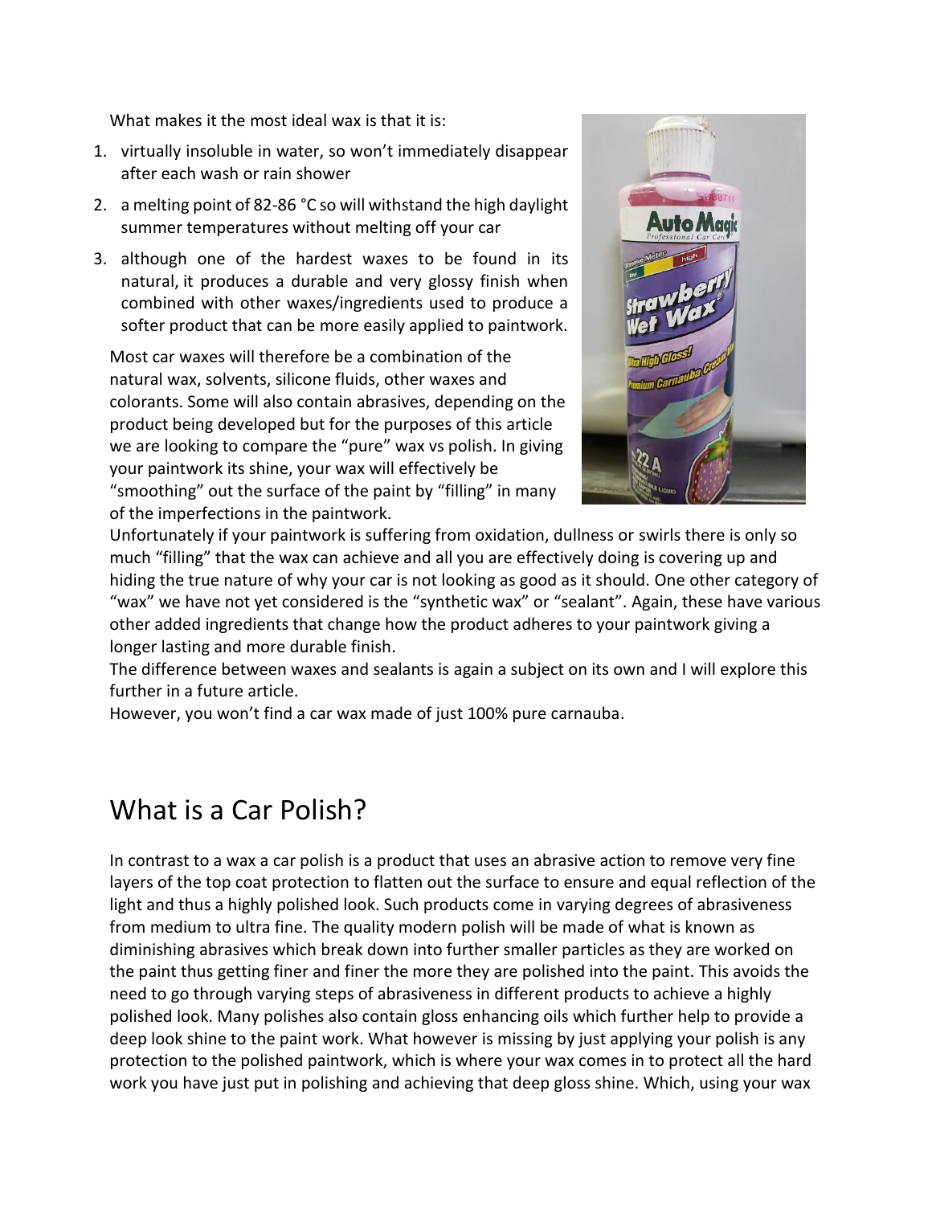What makes it the most ideal wax is that it is:

1. virtually insoluble in water, so won't immediately disappear after each wash or rain shower
2. a melting point of 82-86 °C so will withstand the high daylight summer temperatures without melting off your car
3. although one of the hardest waxes to be found in its natural, it produces a durable and very glossy finish when combined with other waxes/ingredients used to produce a softer product that can be more easily applied to paintwork.

Most car waxes will therefore be a combination of the natural wax, solvents, silicone fluids, other waxes and colorants. Some will also contain abrasives, depending on the product being developed but for the purposes of this article we are looking to compare the "pure" wax vs polish. In giving your paintwork its shine, your wax will effectively be "smoothing" out the surface of the paint by "filling" in many of the imperfections in the paintwork.

Unfortunately if your paintwork is suffering from oxidation, dullness or swirls there is only so much "filling" that the wax can achieve and all you are effectively doing is covering up and hiding the true nature of why your car is not looking as good as it should. One other category of "wax" we have not yet considered is the "synthetic wax" or "sealant". Again, these have various other added ingredients that change how the product adheres to your paintwork giving a longer lasting and more durable finish.

The difference between waxes and sealants is again a subject on its own and I will explore this further in a future article.

However, you won't find a car wax made of just 100% pure carnauba.

## What is a Car Polish?

In contrast to a wax a car polish is a product that uses an abrasive action to remove very fine layers of the top coat protection to flatten out the surface to ensure and equal reflection of the light and thus a highly polished look. Such products come in varying degrees of abrasiveness from medium to ultra fine. The quality modern polish will be made of what is known as diminishing abrasives which break down into further smaller particles as they are worked on the paint thus getting finer and finer the more they are polished into the paint. This avoids the need to go through varying steps of abrasiveness in different products to achieve a highly polished look. Many polishes also contain gloss enhancing oils which further help to provide a deep look shine to the paint work. What however is missing by just applying your polish is any protection to the polished paintwork, which is where your wax comes in to protect all the hard work you have just put in polishing and achieving that deep gloss shine. Which, using your wax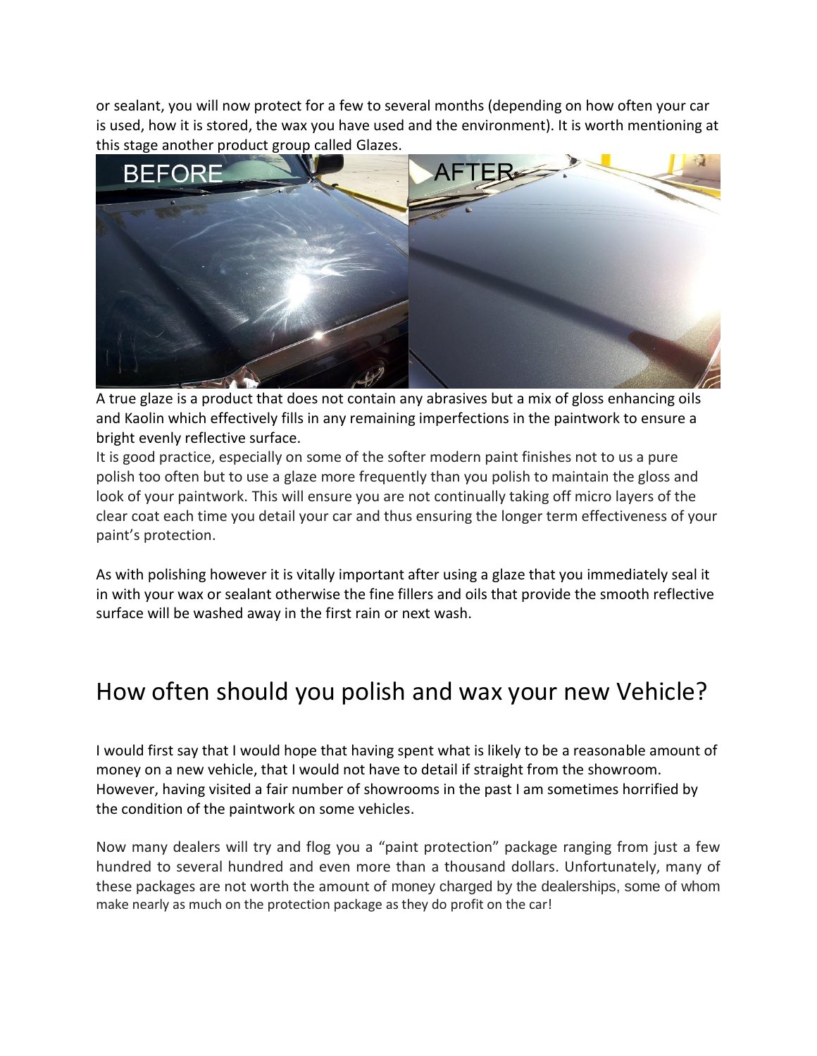or sealant, you will now protect for a few to several months (depending on how often your car is used, how it is stored, the wax you have used and the environment). It is worth mentioning at this stage another product group called Glazes.

A true glaze is a product that does not contain any abrasives but a mix of gloss enhancing oils and Kaolin which effectively fills in any remaining imperfections in the paintwork to ensure a bright evenly reflective surface.

It is good practice, especially on some of the softer modern paint finishes not to us a pure polish too often but to use a glaze more frequently than you polish to maintain the gloss and look of your paintwork. This will ensure you are not continually taking off micro layers of the clear coat each time you detail your car and thus ensuring the longer term effectiveness of your paint's protection.

As with polishing however it is vitally important after using a glaze that you immediately seal it in with your wax or sealant otherwise the fine fillers and oils that provide the smooth reflective surface will be washed away in the first rain or next wash.

## How often should you polish and wax your new Vehicle?

I would first say that I would hope that having spent what is likely to be a reasonable amount of money on a new vehicle, that I would not have to detail if straight from the showroom. However, having visited a fair number of showrooms in the past I am sometimes horrified by the condition of the paintwork on some vehicles.

Now many dealers will try and flog you a "paint protection" package ranging from just a few hundred to several hundred and even more than a thousand dollars. Unfortunately, many of these packages are not worth the amount of money charged by the dealerships, some of whom make nearly as much on the protection package as they do profit on the car!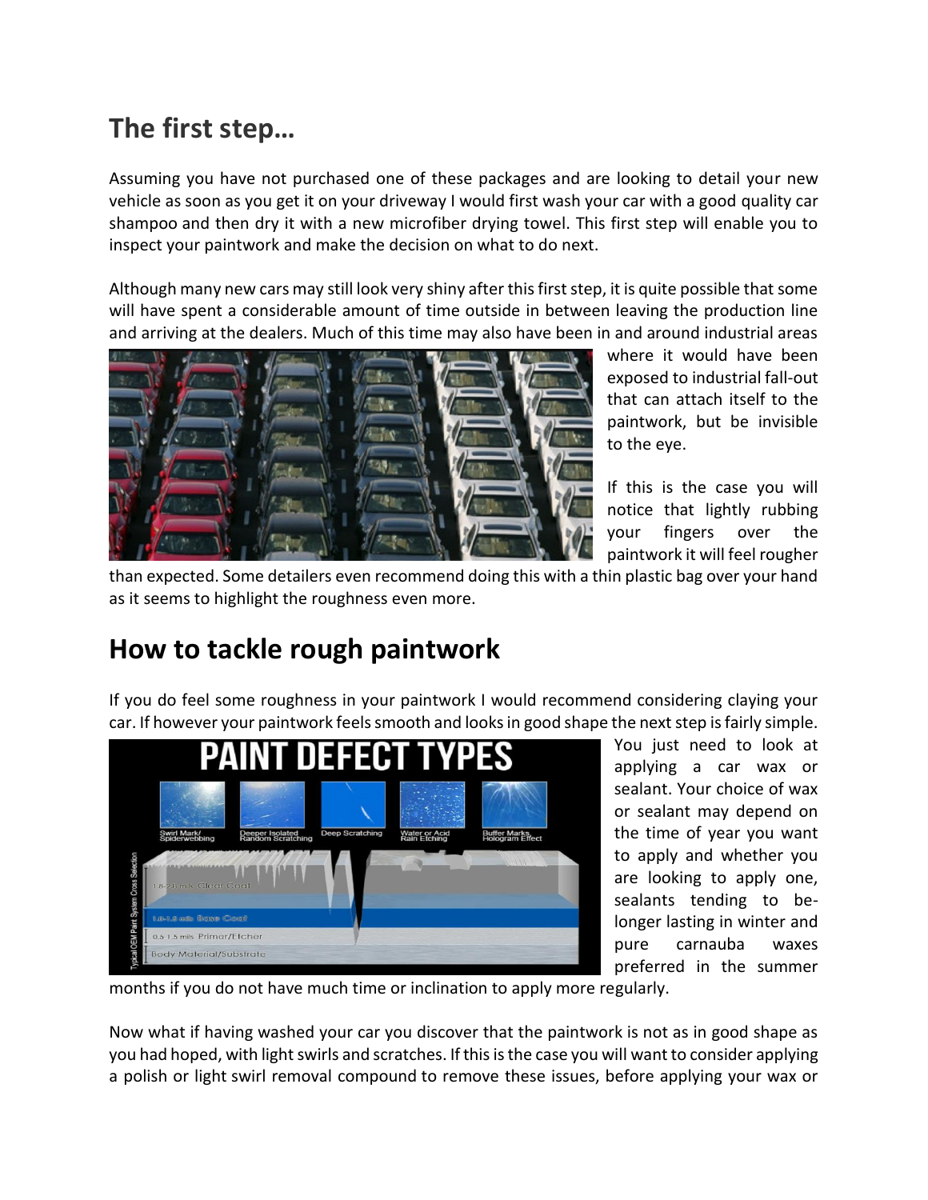## The first step…

Assuming you have not purchased one of these packages and are looking to detail your new vehicle as soon as you get it on your driveway I would first wash your car with a good quality car shampoo and then dry it with a new microfiber drying towel. This first step will enable you to inspect your paintwork and make the decision on what to do next.

Although many new cars may still look very shiny after this first step, it is quite possible that some will have spent a considerable amount of time outside in between leaving the production line and arriving at the dealers. Much of this time may also have been in and around industrial areas where it would have been exposed to industrial fall-out that can attach itself to the paintwork, but be invisible to the eye.

If this is the case you will notice that lightly rubbing your fingers over the paintwork it will feel rougher than expected. Some detailers even recommend doing this with a thin plastic bag over your hand as it seems to highlight the roughness even more.

## How to tackle rough paintwork

If you do feel some roughness in your paintwork I would recommend considering claying your car. If however your paintwork feels smooth and looks in good shape the next step is fairly simple. You just need to look at applying a car wax or sealant. Your choice of wax or sealant may depend on the time of year you want to apply and whether you are looking to apply one, sealants tending to be-longer lasting in winter and pure carnauba waxes preferred in the summer months if you do not have much time or inclination to apply more regularly.

Now what if having washed your car you discover that the paintwork is not as in good shape as you had hoped, with light swirls and scratches. If this is the case you will want to consider applying a polish or light swirl removal compound to remove these issues, before applying your wax or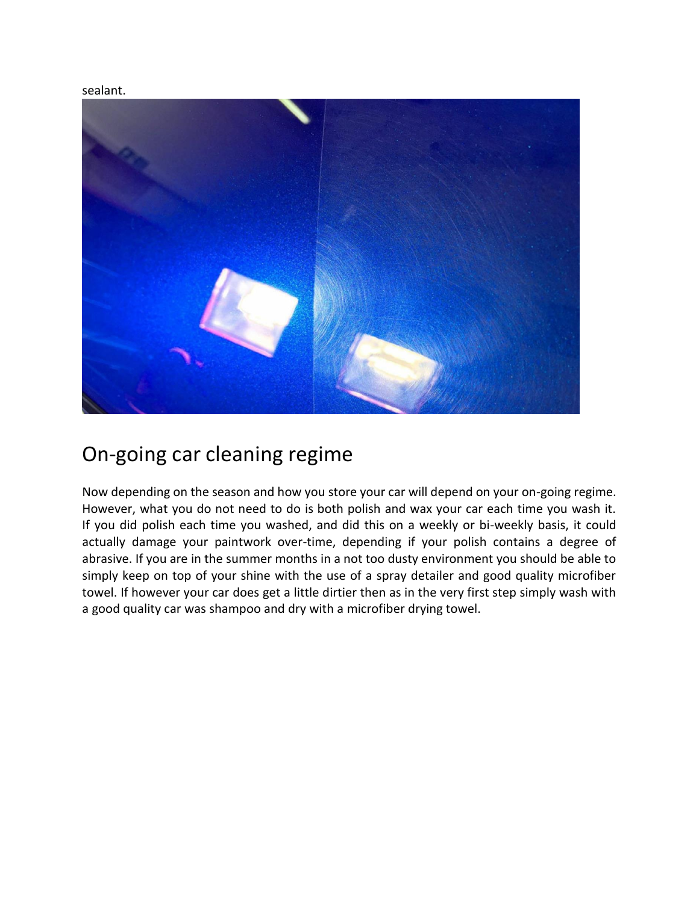sealant.

## On-going car cleaning regime

Now depending on the season and how you store your car will depend on your on-going regime. However, what you do not need to do is both polish and wax your car each time you wash it. If you did polish each time you washed, and did this on a weekly or bi-weekly basis, it could actually damage your paintwork over-time, depending if your polish contains a degree of abrasive. If you are in the summer months in a not too dusty environment you should be able to simply keep on top of your shine with the use of a spray detailer and good quality microfiber towel. If however your car does get a little dirtier then as in the very first step simply wash with a good quality car was shampoo and dry with a microfiber drying towel.